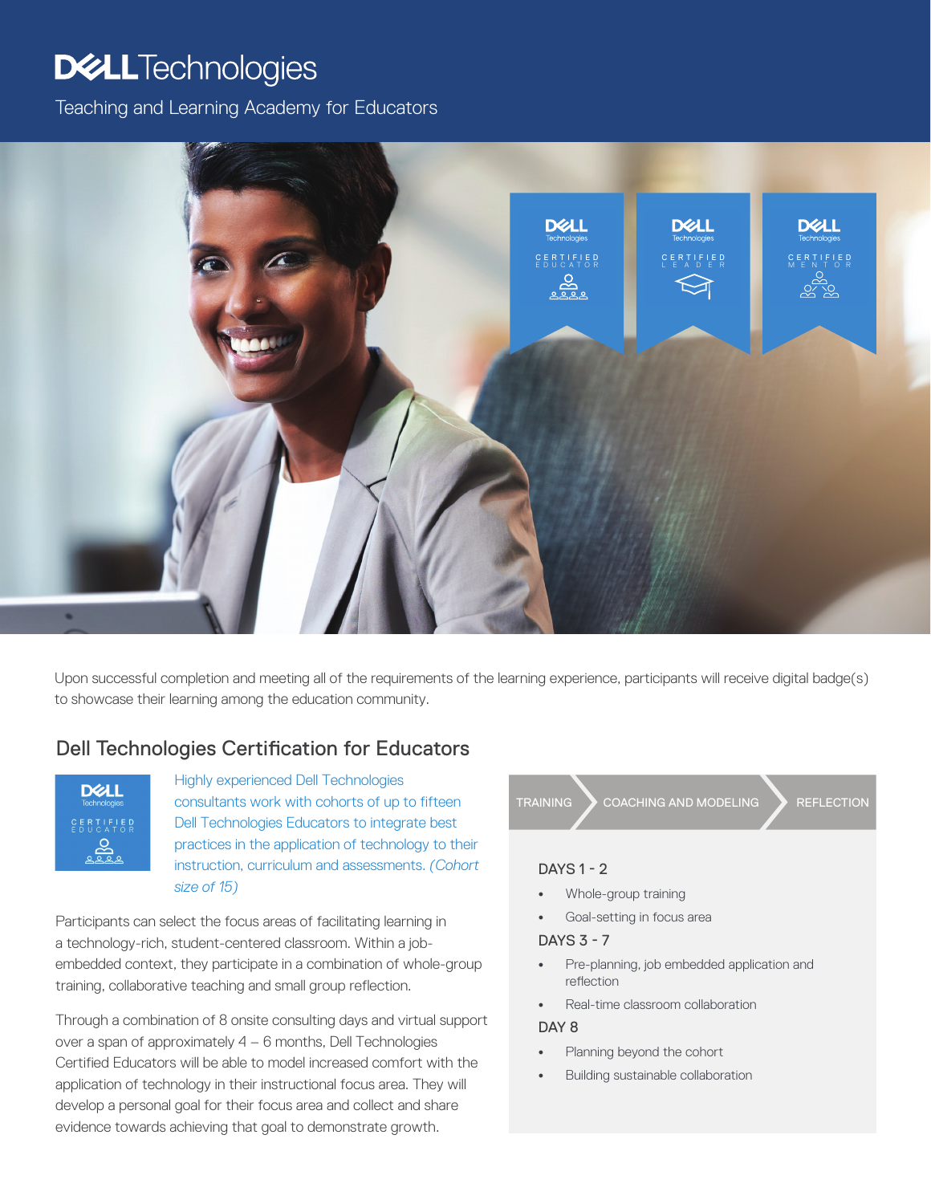# Dell Technologies

Teaching and Learning Academy for Educators

Upon successful completion and meeting all of the requirements of the learning experience, participants will receive digital badge(s) to showcase their learning among the education community.

## Dell Technologies Certification for Educators

Highly experienced Dell Technologies consultants work with cohorts of up to fifteen Dell Technologies Educators to integrate best practices in the application of technology to their instruction, curriculum and assessments. *(Cohort size of 15)*

Participants can select the focus areas of facilitating learning in a technology-rich, student-centered classroom. Within a job-embedded context, they participate in a combination of whole-group training, collaborative teaching and small group reflection.

Through a combination of 8 onsite consulting days and virtual support over a span of approximately 4 – 6 months, Dell Technologies Certified Educators will be able to model increased comfort with the application of technology in their instructional focus area. They will develop a personal goal for their focus area and collect and share evidence towards achieving that goal to demonstrate growth.

TRAINING → COACHING AND MODELING → REFLECTION

**DAYS 1 - 2**

- Whole-group training
- Goal-setting in focus area

**DAYS 3 - 7**

- Pre-planning, job embedded application and reflection
- Real-time classroom collaboration

**DAY 8**

- Planning beyond the cohort
- Building sustainable collaboration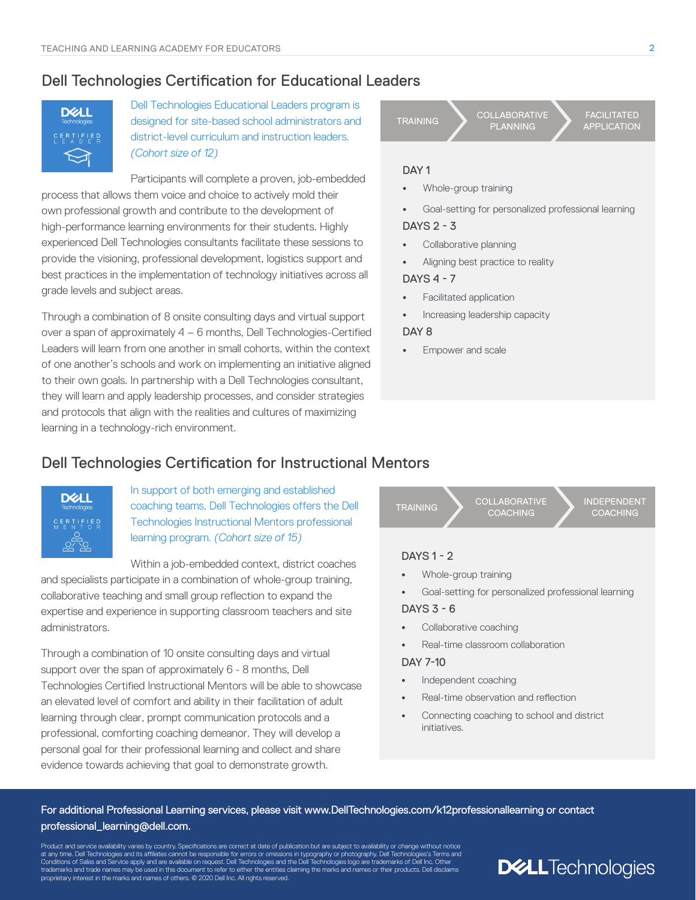## Dell Technologies Certification for Educational Leaders

DELL Technologies CERTIFIED LEADER

Dell Technologies Educational Leaders program is designed for site-based school administrators and district-level curriculum and instruction leaders. *(Cohort size of 12)*

Participants will complete a proven, job-embedded process that allows them voice and choice to actively mold their own professional growth and contribute to the development of high-performance learning environments for their students. Highly experienced Dell Technologies consultants facilitate these sessions to provide the visioning, professional development, logistics support and best practices in the implementation of technology initiatives across all grade levels and subject areas.

Through a combination of 8 onsite consulting days and virtual support over a span of approximately 4 – 6 months, Dell Technologies-Certified Leaders will learn from one another in small cohorts, within the context of one another's schools and work on implementing an initiative aligned to their own goals. In partnership with a Dell Technologies consultant, they will learn and apply leadership processes, and consider strategies and protocols that align with the realities and cultures of maximizing learning in a technology-rich environment.

TRAINING → COLLABORATIVE PLANNING → FACILITATED APPLICATION

DAY 1

- Whole-group training
- Goal-setting for personalized professional learning

DAYS 2 - 3

- Collaborative planning
- Aligning best practice to reality

DAYS 4 - 7

- Facilitated application
- Increasing leadership capacity

DAY 8

- Empower and scale

## Dell Technologies Certification for Instructional Mentors

DELL Technologies CERTIFIED MENTOR

In support of both emerging and established coaching teams, Dell Technologies offers the Dell Technologies Instructional Mentors professional learning program. *(Cohort size of 15)*

Within a job-embedded context, district coaches and specialists participate in a combination of whole-group training, collaborative teaching and small group reflection to expand the expertise and experience in supporting classroom teachers and site administrators.

Through a combination of 10 onsite consulting days and virtual support over the span of approximately 6 - 8 months, Dell Technologies Certified Instructional Mentors will be able to showcase an elevated level of comfort and ability in their facilitation of adult learning through clear, prompt communication protocols and a professional, comforting coaching demeanor. They will develop a personal goal for their professional learning and collect and share evidence towards achieving that goal to demonstrate growth.

TRAINING → COLLABORATIVE COACHING → INDEPENDENT COACHING

DAYS 1 - 2

- Whole-group training
- Goal-setting for personalized professional learning

DAYS 3 - 6

- Collaborative coaching
- Real-time classroom collaboration

DAY 7-10

- Independent coaching
- Real-time observation and reflection
- Connecting coaching to school and district initiatives.

**For additional Professional Learning services, please visit www.DellTechnologies.com/k12professionallearning or contact professional_learning@dell.com.**

Product and service availability varies by country. Specifications are correct at date of publication but are subject to availability or change without notice at any time. Dell Technologies and its affiliates cannot be responsible for errors or omissions in typography or photography. Dell Technologies's Terms and Conditions of Sales and Service apply and are available on request. Dell Technologies and the Dell Technologies logo are trademarks of Dell Inc. Other trademarks and trade names may be used in this document to refer to either the entities claiming the marks and names or their products. Dell disclaims proprietary interest in the marks and names of others. © 2020 Dell Inc. All rights reserved.

DELL Technologies